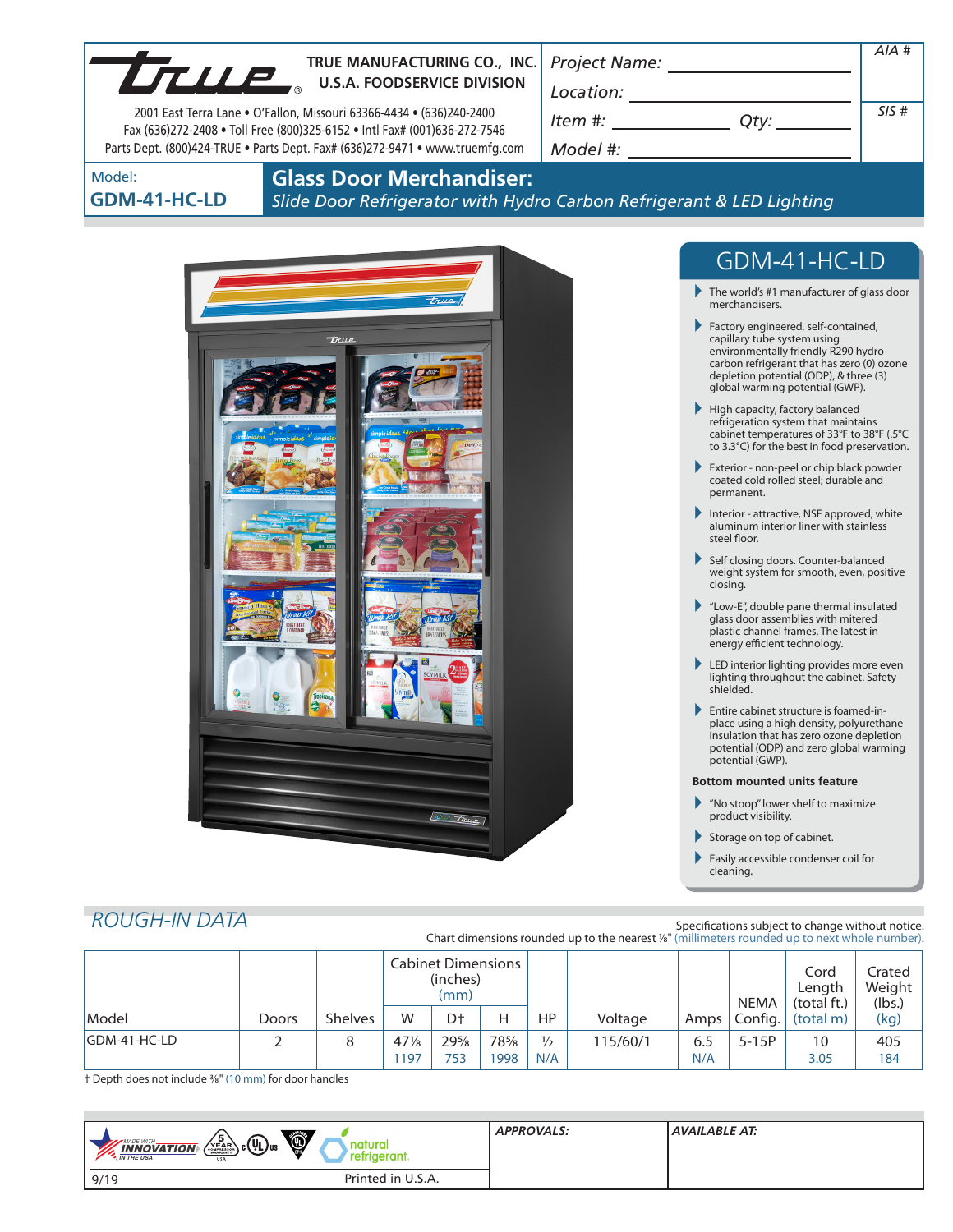**TRUE MANUFACTURING CO., INC.**
**U.S.A. FOODSERVICE DIVISION**

2001 East Terra Lane • O'Fallon, Missouri 63366-4434 • (636)240-2400
Fax (636)272-2408 • Toll Free (800)325-6152 • Intl Fax# (001)636-272-7546
Parts Dept. (800)424-TRUE • Parts Dept. Fax# (636)272-9471 • www.truemfg.com

*Project Name:* ______________________

*Location:* ______________________

*Item #:* ______________ *Qty:* __________

*Model #:* ______________________

*AIA #*

*SIS #*

Model:
**GDM-41-HC-LD**

# Glass Door Merchandiser:

*Slide Door Refrigerator with Hydro Carbon Refrigerant & LED Lighting*

## GDM-41-HC-LD

- The world's #1 manufacturer of glass door merchandisers.
- Factory engineered, self-contained, capillary tube system using environmentally friendly R290 hydro carbon refrigerant that has zero (0) ozone depletion potential (ODP), & three (3) global warming potential (GWP).
- High capacity, factory balanced refrigeration system that maintains cabinet temperatures of 33°F to 38°F (.5°C to 3.3°C) for the best in food preservation.
- Exterior - non-peel or chip black powder coated cold rolled steel; durable and permanent.
- Interior - attractive, NSF approved, white aluminum interior liner with stainless steel floor.
- Self closing doors. Counter-balanced weight system for smooth, even, positive closing.
- "Low-E", double pane thermal insulated glass door assemblies with mitered plastic channel frames. The latest in energy efficient technology.
- LED interior lighting provides more even lighting throughout the cabinet. Safety shielded.
- Entire cabinet structure is foamed-in-place using a high density, polyurethane insulation that has zero ozone depletion potential (ODP) and zero global warming potential (GWP).

**Bottom mounted units feature**

- "No stoop" lower shelf to maximize product visibility.
- Storage on top of cabinet.
- Easily accessible condenser coil for cleaning.

## ROUGH-IN DATA

Specifications subject to change without notice.
Chart dimensions rounded up to the nearest ⅛" (millimeters rounded up to next whole number).

| Model | Doors | Shelves | Cabinet Dimensions (inches) (mm) W | D† | H | HP | Voltage | Amps | NEMA Config. | Cord Length (total ft.) (total m) | Crated Weight (lbs.) (kg) |
|---|---|---|---|---|---|---|---|---|---|---|---|
| GDM-41-HC-LD | 2 | 8 | 47⅛ 1197 | 29⅝ 753 | 78⅝ 1998 | ½ N/A | 115/60/1 | 6.5 N/A | 5-15P | 10 3.05 | 405 184 |

† Depth does not include ⅜" (10 mm) for door handles

MADE WITH INNOVATION IN THE USA | 5 YEAR COMPRESSOR WARRANTY USA | c UL us | natural refrigerant.

*APPROVALS:*

*AVAILABLE AT:*

9/19 Printed in U.S.A.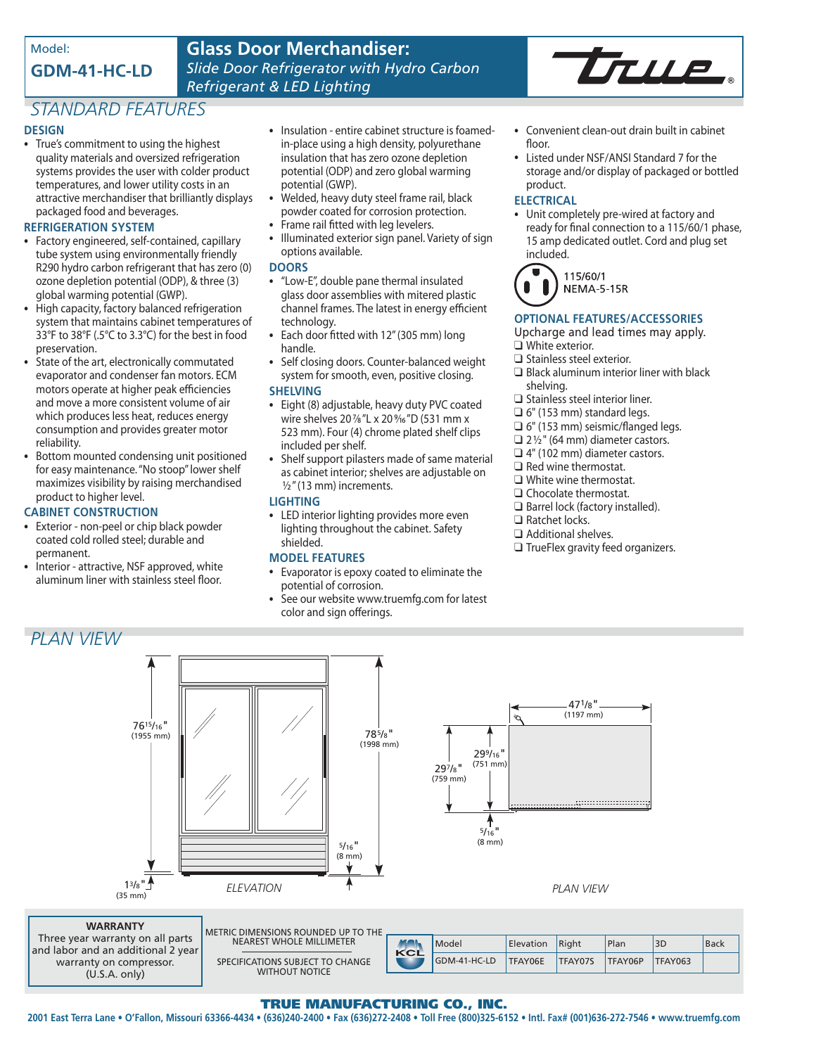Model:

**GDM-41-HC-LD**

# Glass Door Merchandiser:

*Slide Door Refrigerator with Hydro Carbon Refrigerant & LED Lighting*

## STANDARD FEATURES

### DESIGN

- True's commitment to using the highest quality materials and oversized refrigeration systems provides the user with colder product temperatures, and lower utility costs in an attractive merchandiser that brilliantly displays packaged food and beverages.

### REFRIGERATION SYSTEM

- Factory engineered, self-contained, capillary tube system using environmentally friendly R290 hydro carbon refrigerant that has zero (0) ozone depletion potential (ODP), & three (3) global warming potential (GWP).
- High capacity, factory balanced refrigeration system that maintains cabinet temperatures of 33°F to 38°F (.5°C to 3.3°C) for the best in food preservation.
- State of the art, electronically commutated evaporator and condenser fan motors. ECM motors operate at higher peak efficiencies and move a more consistent volume of air which produces less heat, reduces energy consumption and provides greater motor reliability.
- Bottom mounted condensing unit positioned for easy maintenance. "No stoop" lower shelf maximizes visibility by raising merchandised product to higher level.

### CABINET CONSTRUCTION

- Exterior - non-peel or chip black powder coated cold rolled steel; durable and permanent.
- Interior - attractive, NSF approved, white aluminum liner with stainless steel floor.
- Insulation - entire cabinet structure is foamed-in-place using a high density, polyurethane insulation that has zero ozone depletion potential (ODP) and zero global warming potential (GWP).
- Welded, heavy duty steel frame rail, black powder coated for corrosion protection.
- Frame rail fitted with leg levelers.
- Illuminated exterior sign panel. Variety of sign options available.

### DOORS

- "Low-E", double pane thermal insulated glass door assemblies with mitered plastic channel frames. The latest in energy efficient technology.
- Each door fitted with 12" (305 mm) long handle.
- Self closing doors. Counter-balanced weight system for smooth, even, positive closing.

### SHELVING

- Eight (8) adjustable, heavy duty PVC coated wire shelves 20⅞"L x 20⁹⁄₁₆"D (531 mm x 523 mm). Four (4) chrome plated shelf clips included per shelf.
- Shelf support pilasters made of same material as cabinet interior; shelves are adjustable on ½" (13 mm) increments.

### LIGHTING

- LED interior lighting provides more even lighting throughout the cabinet. Safety shielded.

### MODEL FEATURES

- Evaporator is epoxy coated to eliminate the potential of corrosion.
- See our website www.truemfg.com for latest color and sign offerings.
- Convenient clean-out drain built in cabinet floor.
- Listed under NSF/ANSI Standard 7 for the storage and/or display of packaged or bottled product.

### ELECTRICAL

- Unit completely pre-wired at factory and ready for final connection to a 115/60/1 phase, 15 amp dedicated outlet. Cord and plug set included.

115/60/1
NEMA-5-15R

### OPTIONAL FEATURES/ACCESSORIES

Upcharge and lead times may apply.

- ❑ White exterior.
- ❑ Stainless steel exterior.
- ❑ Black aluminum interior liner with black shelving.
- ❑ Stainless steel interior liner.
- ❑ 6" (153 mm) standard legs.
- ❑ 6" (153 mm) seismic/flanged legs.
- ❑ 2½" (64 mm) diameter castors.
- ❑ 4" (102 mm) diameter castors.
- ❑ Red wine thermostat.
- ❑ White wine thermostat.
- ❑ Chocolate thermostat.
- ❑ Barrel lock (factory installed).
- ❑ Ratchet locks.
- ❑ Additional shelves.
- ❑ TrueFlex gravity feed organizers.

## PLAN VIEW

76¹⁵⁄₁₆" (1955 mm)
78⁵⁄₈" (1998 mm)
⁵⁄₁₆" (8 mm)
1³⁄₈" (35 mm)
ELEVATION

47¹⁄₈" (1197 mm)
29⁹⁄₁₆" (751 mm)
29⁷⁄₈" (759 mm)
⁵⁄₁₆" (8 mm)
PLAN VIEW

**WARRANTY**
Three year warranty on all parts and labor and an additional 2 year warranty on compressor. (U.S.A. only)

METRIC DIMENSIONS ROUNDED UP TO THE NEAREST WHOLE MILLIMETER

SPECIFICATIONS SUBJECT TO CHANGE WITHOUT NOTICE

| Model | Elevation | Right | Plan | 3D | Back |
|---|---|---|---|---|---|
| GDM-41-HC-LD | TFAY06E | TFAY07S | TFAY06P | TFAY063 | |

**TRUE MANUFACTURING CO., INC.**

2001 East Terra Lane • O'Fallon, Missouri 63366-4434 • (636)240-2400 • Fax (636)272-2408 • Toll Free (800)325-6152 • Intl. Fax# (001)636-272-7546 • www.truemfg.com